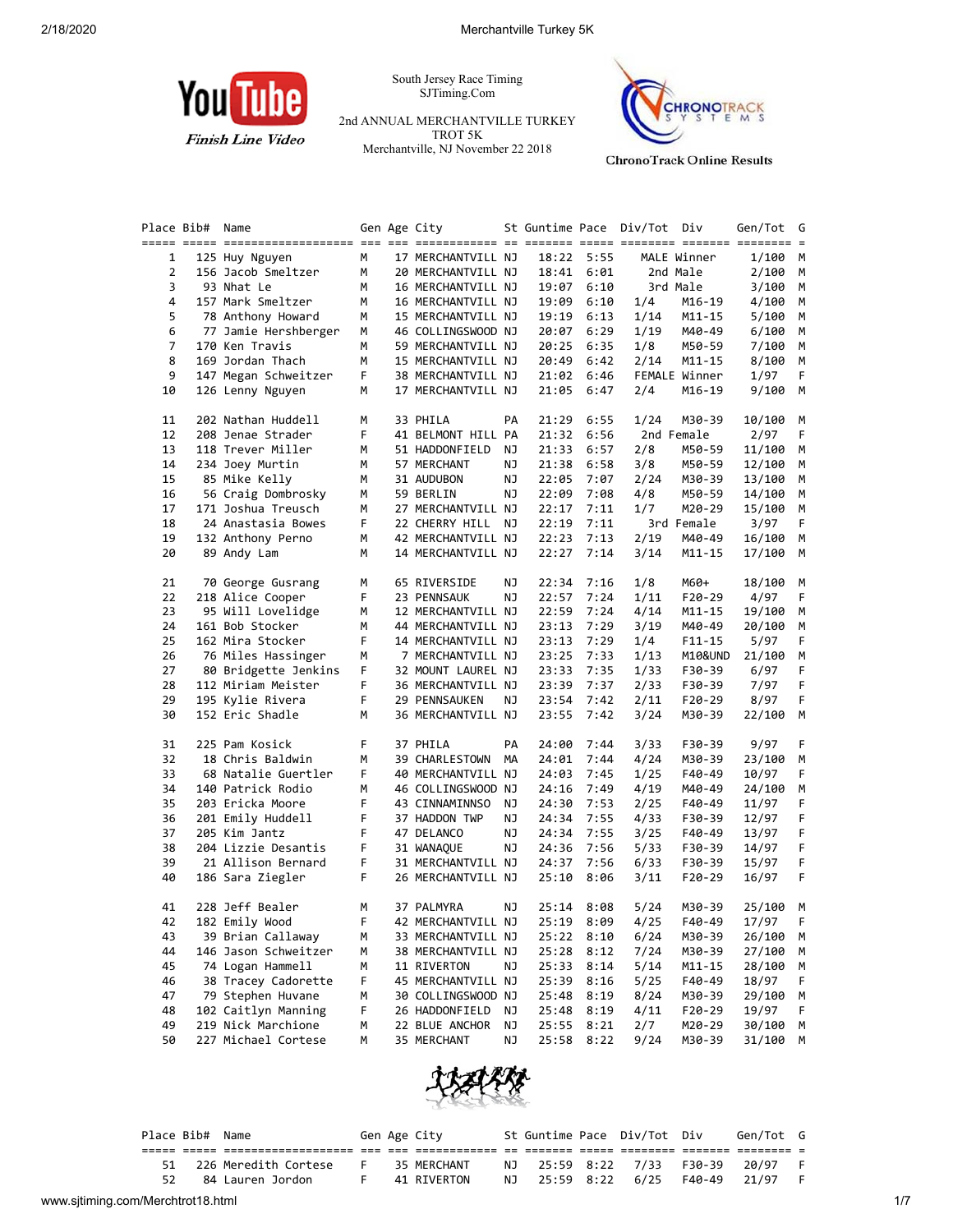South Jersey Race Timing
SJTiming.Com

2nd ANNUAL MERCHANTVILLE TURKEY TROT 5K
Merchantville, NJ November 22 2018

YouTube Finish Line Video

ChronoTrack Online Results

| Place | Bib# | Name | Gen | Age | City | St | Guntime | Pace | Div/Tot | Div | Gen/Tot | G |
|---|---|---|---|---|---|---|---|---|---|---|---|---|
| 1 | 125 | Huy Nguyen | M | 17 | MERCHANTVILL | NJ | 18:22 | 5:55 | MALE | Winner | 1/100 | M |
| 2 | 156 | Jacob Smeltzer | M | 20 | MERCHANTVILL | NJ | 18:41 | 6:01 | 2nd | Male | 2/100 | M |
| 3 | 93 | Nhat Le | M | 16 | MERCHANTVILL | NJ | 19:07 | 6:10 | 3rd | Male | 3/100 | M |
| 4 | 157 | Mark Smeltzer | M | 16 | MERCHANTVILL | NJ | 19:09 | 6:10 | 1/4 | M16-19 | 4/100 | M |
| 5 | 78 | Anthony Howard | M | 15 | MERCHANTVILL | NJ | 19:19 | 6:13 | 1/14 | M11-15 | 5/100 | M |
| 6 | 77 | Jamie Hershberger | M | 46 | COLLINGSWOOD | NJ | 20:07 | 6:29 | 1/19 | M40-49 | 6/100 | M |
| 7 | 170 | Ken Travis | M | 59 | MERCHANTVILL | NJ | 20:25 | 6:35 | 1/8 | M50-59 | 7/100 | M |
| 8 | 169 | Jordan Thach | M | 15 | MERCHANTVILL | NJ | 20:49 | 6:42 | 2/14 | M11-15 | 8/100 | M |
| 9 | 147 | Megan Schweitzer | F | 38 | MERCHANTVILL | NJ | 21:02 | 6:46 | FEMALE | Winner | 1/97 | F |
| 10 | 126 | Lenny Nguyen | M | 17 | MERCHANTVILL | NJ | 21:05 | 6:47 | 2/4 | M16-19 | 9/100 | M |
| 11 | 202 | Nathan Huddell | M | 33 | PHILA | PA | 21:29 | 6:55 | 1/24 | M30-39 | 10/100 | M |
| 12 | 208 | Jenae Strader | F | 41 | BELMONT HILL | PA | 21:32 | 6:56 | 2nd | Female | 2/97 | F |
| 13 | 118 | Trever Miller | M | 51 | HADDONFIELD | NJ | 21:33 | 6:57 | 2/8 | M50-59 | 11/100 | M |
| 14 | 234 | Joey Murtin | M | 57 | MERCHANT | NJ | 21:38 | 6:58 | 3/8 | M50-59 | 12/100 | M |
| 15 | 85 | Mike Kelly | M | 31 | AUDUBON | NJ | 22:05 | 7:07 | 2/24 | M30-39 | 13/100 | M |
| 16 | 56 | Craig Dombrosky | M | 59 | BERLIN | NJ | 22:09 | 7:08 | 4/8 | M50-59 | 14/100 | M |
| 17 | 171 | Joshua Treusch | M | 27 | MERCHANTVILL | NJ | 22:17 | 7:11 | 1/7 | M20-29 | 15/100 | M |
| 18 | 24 | Anastasia Bowes | F | 22 | CHERRY HILL | NJ | 22:19 | 7:11 | 3rd | Female | 3/97 | F |
| 19 | 132 | Anthony Perno | M | 42 | MERCHANTVILL | NJ | 22:23 | 7:13 | 2/19 | M40-49 | 16/100 | M |
| 20 | 89 | Andy Lam | M | 14 | MERCHANTVILL | NJ | 22:27 | 7:14 | 3/14 | M11-15 | 17/100 | M |
| 21 | 70 | George Gusrang | M | 65 | RIVERSIDE | NJ | 22:34 | 7:16 | 1/8 | M60+ | 18/100 | M |
| 22 | 218 | Alice Cooper | F | 23 | PENNSAUK | NJ | 22:57 | 7:24 | 1/11 | F20-29 | 4/97 | F |
| 23 | 95 | Will Lovelidge | M | 12 | MERCHANTVILL | NJ | 22:59 | 7:24 | 4/14 | M11-15 | 19/100 | M |
| 24 | 161 | Bob Stocker | M | 44 | MERCHANTVILL | NJ | 23:13 | 7:29 | 3/19 | M40-49 | 20/100 | M |
| 25 | 162 | Mira Stocker | F | 14 | MERCHANTVILL | NJ | 23:13 | 7:29 | 1/4 | F11-15 | 5/97 | F |
| 26 | 76 | Miles Hassinger | M | 7 | MERCHANTVILL | NJ | 23:25 | 7:33 | 1/13 | M10&UND | 21/100 | M |
| 27 | 80 | Bridgette Jenkins | F | 32 | MOUNT LAUREL | NJ | 23:33 | 7:35 | 1/33 | F30-39 | 6/97 | F |
| 28 | 112 | Miriam Meister | F | 36 | MERCHANTVILL | NJ | 23:39 | 7:37 | 2/33 | F30-39 | 7/97 | F |
| 29 | 195 | Kylie Rivera | F | 29 | PENNSAUKEN | NJ | 23:54 | 7:42 | 2/11 | F20-29 | 8/97 | F |
| 30 | 152 | Eric Shadle | M | 36 | MERCHANTVILL | NJ | 23:55 | 7:42 | 3/24 | M30-39 | 22/100 | M |
| 31 | 225 | Pam Kosick | F | 37 | PHILA | PA | 24:00 | 7:44 | 3/33 | F30-39 | 9/97 | F |
| 32 | 18 | Chris Baldwin | M | 39 | CHARLESTOWN | MA | 24:01 | 7:44 | 4/24 | M30-39 | 23/100 | M |
| 33 | 68 | Natalie Guertler | F | 40 | MERCHANTVILL | NJ | 24:03 | 7:45 | 1/25 | F40-49 | 10/97 | F |
| 34 | 140 | Patrick Rodio | M | 46 | COLLINGSWOOD | NJ | 24:16 | 7:49 | 4/19 | M40-49 | 24/100 | M |
| 35 | 203 | Ericka Moore | F | 43 | CINNAMINNSO | NJ | 24:30 | 7:53 | 2/25 | F40-49 | 11/97 | F |
| 36 | 201 | Emily Huddell | F | 37 | HADDON TWP | NJ | 24:34 | 7:55 | 4/33 | F30-39 | 12/97 | F |
| 37 | 205 | Kim Jantz | F | 47 | DELANCO | NJ | 24:34 | 7:55 | 3/25 | F40-49 | 13/97 | F |
| 38 | 204 | Lizzie Desantis | F | 31 | WANAQUE | NJ | 24:36 | 7:56 | 5/33 | F30-39 | 14/97 | F |
| 39 | 21 | Allison Bernard | F | 31 | MERCHANTVILL | NJ | 24:37 | 7:56 | 6/33 | F30-39 | 15/97 | F |
| 40 | 186 | Sara Ziegler | F | 26 | MERCHANTVILL | NJ | 25:10 | 8:06 | 3/11 | F20-29 | 16/97 | F |
| 41 | 228 | Jeff Bealer | M | 37 | PALMYRA | NJ | 25:14 | 8:08 | 5/24 | M30-39 | 25/100 | M |
| 42 | 182 | Emily Wood | F | 42 | MERCHANTVILL | NJ | 25:19 | 8:09 | 4/25 | F40-49 | 17/97 | F |
| 43 | 39 | Brian Callaway | M | 33 | MERCHANTVILL | NJ | 25:22 | 8:10 | 6/24 | M30-39 | 26/100 | M |
| 44 | 146 | Jason Schweitzer | M | 38 | MERCHANTVILL | NJ | 25:28 | 8:12 | 7/24 | M30-39 | 27/100 | M |
| 45 | 74 | Logan Hammell | M | 11 | RIVERTON | NJ | 25:33 | 8:14 | 5/14 | M11-15 | 28/100 | M |
| 46 | 38 | Tracey Cadorette | F | 45 | MERCHANTVILL | NJ | 25:39 | 8:16 | 5/25 | F40-49 | 18/97 | F |
| 47 | 79 | Stephen Huvane | M | 30 | COLLINGSWOOD | NJ | 25:48 | 8:19 | 8/24 | M30-39 | 29/100 | M |
| 48 | 102 | Caitlyn Manning | F | 26 | HADDONFIELD | NJ | 25:48 | 8:19 | 4/11 | F20-29 | 19/97 | F |
| 49 | 219 | Nick Marchione | M | 22 | BLUE ANCHOR | NJ | 25:55 | 8:21 | 2/7 | M20-29 | 30/100 | M |
| 50 | 227 | Michael Cortese | M | 35 | MERCHANT | NJ | 25:58 | 8:22 | 9/24 | M30-39 | 31/100 | M |
| 51 | 226 | Meredith Cortese | F | 35 | MERCHANT | NJ | 25:59 | 8:22 | 7/33 | F30-39 | 20/97 | F |
| 52 | 84 | Lauren Jordon | F | 41 | RIVERTON | NJ | 25:59 | 8:22 | 6/25 | F40-49 | 21/97 | F |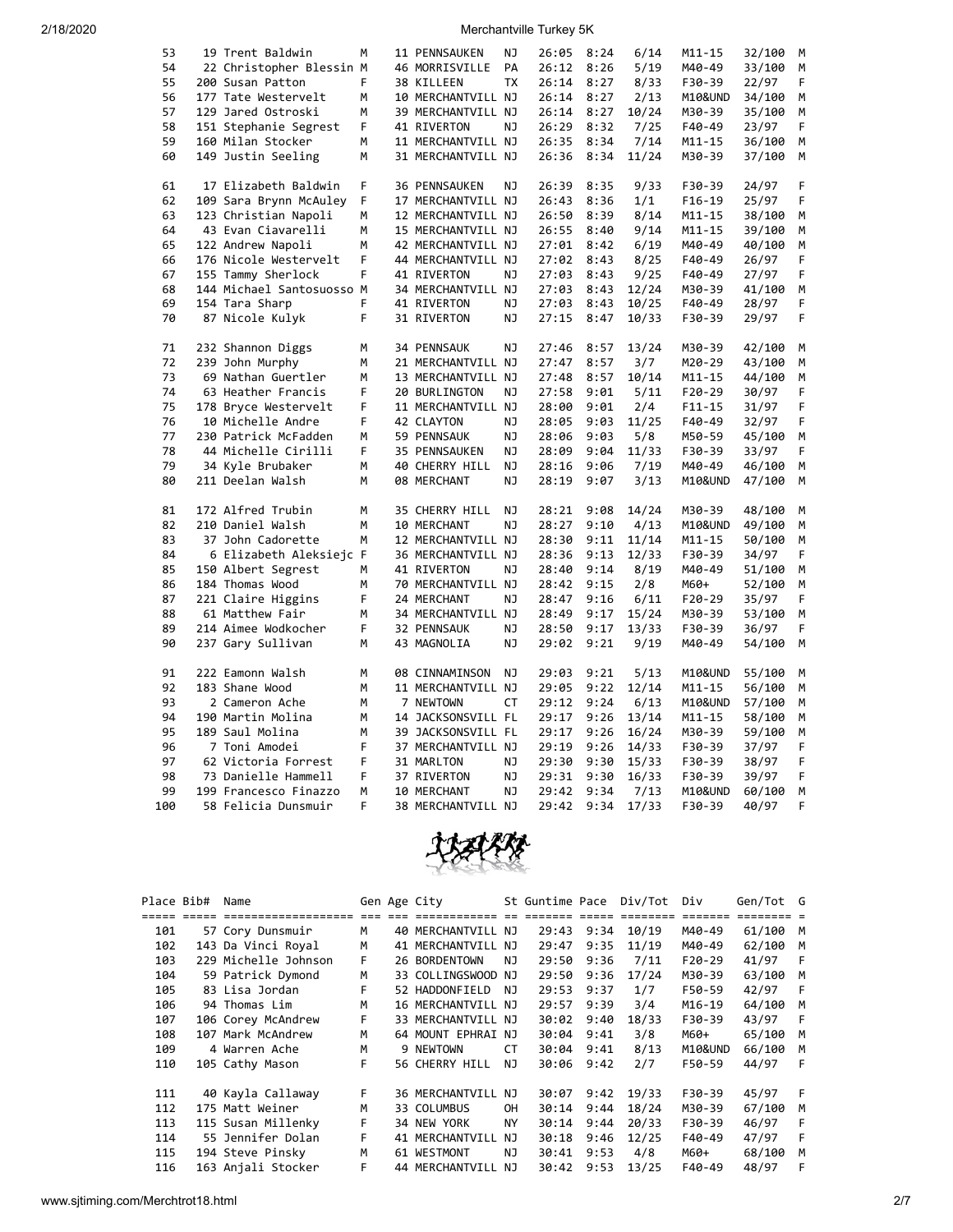| Place | Bib# | Name | Gen | Age | City | St | Guntime | Pace | Div/Tot | Div | Gen/Tot | G |
|---|---|---|---|---|---|---|---|---|---|---|---|---|
| 53 | 19 | Trent Baldwin | M | 11 | PENNSAUKEN | NJ | 26:05 | 8:24 | 6/14 | M11-15 | 32/100 | M |
| 54 | 22 | Christopher Blessin | M | 46 | MORRISVILLE | PA | 26:12 | 8:26 | 5/19 | M40-49 | 33/100 | M |
| 55 | 200 | Susan Patton | F | 38 | KILLEEN | TX | 26:14 | 8:27 | 8/33 | F30-39 | 22/97 | F |
| 56 | 177 | Tate Westervelt | M | 10 | MERCHANTVILL | NJ | 26:14 | 8:27 | 2/13 | M10&UND | 34/100 | M |
| 57 | 129 | Jared Ostroski | M | 39 | MERCHANTVILL | NJ | 26:14 | 8:27 | 10/24 | M30-39 | 35/100 | M |
| 58 | 151 | Stephanie Segrest | F | 41 | RIVERTON | NJ | 26:29 | 8:32 | 7/25 | F40-49 | 23/97 | F |
| 59 | 160 | Milan Stocker | M | 11 | MERCHANTVILL | NJ | 26:35 | 8:34 | 7/14 | M11-15 | 36/100 | M |
| 60 | 149 | Justin Seeling | M | 31 | MERCHANTVILL | NJ | 26:36 | 8:34 | 11/24 | M30-39 | 37/100 | M |
| 61 | 17 | Elizabeth Baldwin | F | 36 | PENNSAUKEN | NJ | 26:39 | 8:35 | 9/33 | F30-39 | 24/97 | F |
| 62 | 109 | Sara Brynn McAuley | F | 17 | MERCHANTVILL | NJ | 26:43 | 8:36 | 1/1 | F16-19 | 25/97 | F |
| 63 | 123 | Christian Napoli | M | 12 | MERCHANTVILL | NJ | 26:50 | 8:39 | 8/14 | M11-15 | 38/100 | M |
| 64 | 43 | Evan Ciavarelli | M | 15 | MERCHANTVILL | NJ | 26:55 | 8:40 | 9/14 | M11-15 | 39/100 | M |
| 65 | 122 | Andrew Napoli | M | 42 | MERCHANTVILL | NJ | 27:01 | 8:42 | 6/19 | M40-49 | 40/100 | M |
| 66 | 176 | Nicole Westervelt | F | 44 | MERCHANTVILL | NJ | 27:02 | 8:43 | 8/25 | F40-49 | 26/97 | F |
| 67 | 155 | Tammy Sherlock | F | 41 | RIVERTON | NJ | 27:03 | 8:43 | 9/25 | F40-49 | 27/97 | F |
| 68 | 144 | Michael Santosuosso | M | 34 | MERCHANTVILL | NJ | 27:03 | 8:43 | 12/24 | M30-39 | 41/100 | M |
| 69 | 154 | Tara Sharp | F | 41 | RIVERTON | NJ | 27:03 | 8:43 | 10/25 | F40-49 | 28/97 | F |
| 70 | 87 | Nicole Kulyk | F | 31 | RIVERTON | NJ | 27:15 | 8:47 | 10/33 | F30-39 | 29/97 | F |
| 71 | 232 | Shannon Diggs | M | 34 | PENNSAUK | NJ | 27:46 | 8:57 | 13/24 | M30-39 | 42/100 | M |
| 72 | 239 | John Murphy | M | 21 | MERCHANTVILL | NJ | 27:47 | 8:57 | 3/7 | M20-29 | 43/100 | M |
| 73 | 69 | Nathan Guertler | M | 13 | MERCHANTVILL | NJ | 27:48 | 8:57 | 10/14 | M11-15 | 44/100 | M |
| 74 | 63 | Heather Francis | F | 20 | BURLINGTON | NJ | 27:58 | 9:01 | 5/11 | F20-29 | 30/97 | F |
| 75 | 178 | Bryce Westervelt | F | 11 | MERCHANTVILL | NJ | 28:00 | 9:01 | 2/4 | F11-15 | 31/97 | F |
| 76 | 10 | Michelle Andre | F | 42 | CLAYTON | NJ | 28:05 | 9:03 | 11/25 | F40-49 | 32/97 | F |
| 77 | 230 | Patrick McFadden | M | 59 | PENNSAUK | NJ | 28:06 | 9:03 | 5/8 | M50-59 | 45/100 | M |
| 78 | 44 | Michelle Cirilli | F | 35 | PENNSAUKEN | NJ | 28:09 | 9:04 | 11/33 | F30-39 | 33/97 | F |
| 79 | 34 | Kyle Brubaker | M | 40 | CHERRY HILL | NJ | 28:16 | 9:06 | 7/19 | M40-49 | 46/100 | M |
| 80 | 211 | Deelan Walsh | M | 08 | MERCHANT | NJ | 28:19 | 9:07 | 3/13 | M10&UND | 47/100 | M |
| 81 | 172 | Alfred Trubin | M | 35 | CHERRY HILL | NJ | 28:21 | 9:08 | 14/24 | M30-39 | 48/100 | M |
| 82 | 210 | Daniel Walsh | M | 10 | MERCHANT | NJ | 28:27 | 9:10 | 4/13 | M10&UND | 49/100 | M |
| 83 | 37 | John Cadorette | M | 12 | MERCHANTVILL | NJ | 28:30 | 9:11 | 11/14 | M11-15 | 50/100 | M |
| 84 | 6 | Elizabeth Aleksiejc | F | 36 | MERCHANTVILL | NJ | 28:36 | 9:13 | 12/33 | F30-39 | 34/97 | F |
| 85 | 150 | Albert Segrest | M | 41 | RIVERTON | NJ | 28:40 | 9:14 | 8/19 | M40-49 | 51/100 | M |
| 86 | 184 | Thomas Wood | M | 70 | MERCHANTVILL | NJ | 28:42 | 9:15 | 2/8 | M60+ | 52/100 | M |
| 87 | 221 | Claire Higgins | F | 24 | MERCHANT | NJ | 28:47 | 9:16 | 6/11 | F20-29 | 35/97 | F |
| 88 | 61 | Matthew Fair | M | 34 | MERCHANTVILL | NJ | 28:49 | 9:17 | 15/24 | M30-39 | 53/100 | M |
| 89 | 214 | Aimee Wodkocher | F | 32 | PENNSAUK | NJ | 28:50 | 9:17 | 13/33 | F30-39 | 36/97 | F |
| 90 | 237 | Gary Sullivan | M | 43 | MAGNOLIA | NJ | 29:02 | 9:21 | 9/19 | M40-49 | 54/100 | M |
| 91 | 222 | Eamonn Walsh | M | 08 | CINNAMINSON | NJ | 29:03 | 9:21 | 5/13 | M10&UND | 55/100 | M |
| 92 | 183 | Shane Wood | M | 11 | MERCHANTVILL | NJ | 29:05 | 9:22 | 12/14 | M11-15 | 56/100 | M |
| 93 | 2 | Cameron Ache | M | 7 | NEWTOWN | CT | 29:12 | 9:24 | 6/13 | M10&UND | 57/100 | M |
| 94 | 190 | Martin Molina | M | 14 | JACKSONSVILL | FL | 29:17 | 9:26 | 13/14 | M11-15 | 58/100 | M |
| 95 | 189 | Saul Molina | M | 39 | JACKSONSVILL | FL | 29:17 | 9:26 | 16/24 | M30-39 | 59/100 | M |
| 96 | 7 | Toni Amodei | F | 37 | MERCHANTVILL | NJ | 29:19 | 9:26 | 14/33 | F30-39 | 37/97 | F |
| 97 | 62 | Victoria Forrest | F | 31 | MARLTON | NJ | 29:30 | 9:30 | 15/33 | F30-39 | 38/97 | F |
| 98 | 73 | Danielle Hammell | F | 37 | RIVERTON | NJ | 29:31 | 9:30 | 16/33 | F30-39 | 39/97 | F |
| 99 | 199 | Francesco Finazzo | M | 10 | MERCHANT | NJ | 29:42 | 9:34 | 7/13 | M10&UND | 60/100 | M |
| 100 | 58 | Felicia Dunsmuir | F | 38 | MERCHANTVILL | NJ | 29:42 | 9:34 | 17/33 | F30-39 | 40/97 | F |
| 101 | 57 | Cory Dunsmuir | M | 40 | MERCHANTVILL | NJ | 29:43 | 9:34 | 10/19 | M40-49 | 61/100 | M |
| 102 | 143 | Da Vinci Royal | M | 41 | MERCHANTVILL | NJ | 29:47 | 9:35 | 11/19 | M40-49 | 62/100 | M |
| 103 | 229 | Michelle Johnson | F | 26 | BORDENTOWN | NJ | 29:50 | 9:36 | 7/11 | F20-29 | 41/97 | F |
| 104 | 59 | Patrick Dymond | M | 33 | COLLINGSWOOD | NJ | 29:50 | 9:36 | 17/24 | M30-39 | 63/100 | M |
| 105 | 83 | Lisa Jordan | F | 52 | HADDONFIELD | NJ | 29:53 | 9:37 | 1/7 | F50-59 | 42/97 | F |
| 106 | 94 | Thomas Lim | M | 16 | MERCHANTVILL | NJ | 29:57 | 9:39 | 3/4 | M16-19 | 64/100 | M |
| 107 | 106 | Corey McAndrew | F | 33 | MERCHANTVILL | NJ | 30:02 | 9:40 | 18/33 | F30-39 | 43/97 | F |
| 108 | 107 | Mark McAndrew | M | 64 | MOUNT EPHRAI | NJ | 30:04 | 9:41 | 3/8 | M60+ | 65/100 | M |
| 109 | 4 | Warren Ache | M | 9 | NEWTOWN | CT | 30:04 | 9:41 | 8/13 | M10&UND | 66/100 | M |
| 110 | 105 | Cathy Mason | F | 56 | CHERRY HILL | NJ | 30:06 | 9:42 | 2/7 | F50-59 | 44/97 | F |
| 111 | 40 | Kayla Callaway | F | 36 | MERCHANTVILL | NJ | 30:07 | 9:42 | 19/33 | F30-39 | 45/97 | F |
| 112 | 175 | Matt Weiner | M | 33 | COLUMBUS | OH | 30:14 | 9:44 | 18/24 | M30-39 | 67/100 | M |
| 113 | 115 | Susan Millenky | F | 34 | NEW YORK | NY | 30:14 | 9:44 | 20/33 | F30-39 | 46/97 | F |
| 114 | 55 | Jennifer Dolan | F | 41 | MERCHANTVILL | NJ | 30:18 | 9:46 | 12/25 | F40-49 | 47/97 | F |
| 115 | 194 | Steve Pinsky | M | 61 | WESTMONT | NJ | 30:41 | 9:53 | 4/8 | M60+ | 68/100 | M |
| 116 | 163 | Anjali Stocker | F | 44 | MERCHANTVILL | NJ | 30:42 | 9:53 | 13/25 | F40-49 | 48/97 | F |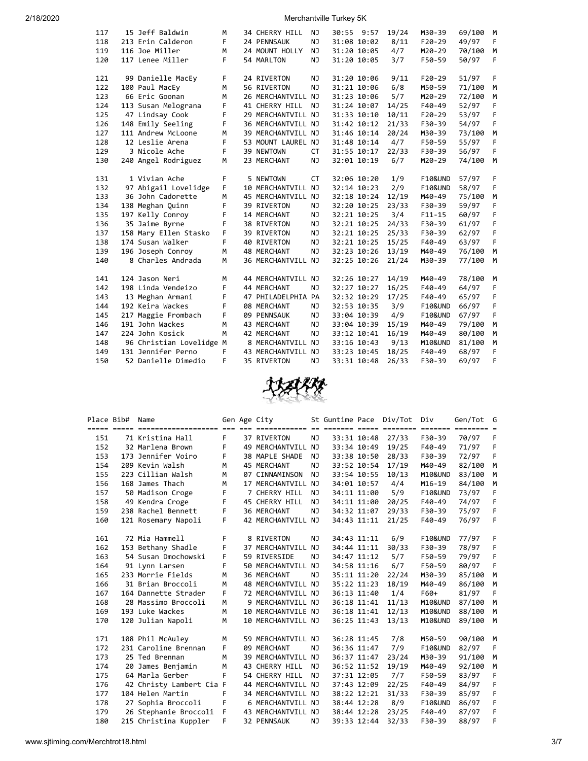| Place | Bib# | Name | Gen | Age | City | St | Guntime | Pace | Div/Tot | Div | Gen/Tot | G |
|---|---|---|---|---|---|---|---|---|---|---|---|---|
| 117 | 15 | Jeff Baldwin | M | 34 | CHERRY HILL | NJ | 30:55 | 9:57 | 19/24 | M30-39 | 69/100 | M |
| 118 | 213 | Erin Calderon | F | 24 | PENNSAUK | NJ | 31:08 | 10:02 | 8/11 | F20-29 | 49/97 | F |
| 119 | 116 | Joe Miller | M | 24 | MOUNT HOLLY | NJ | 31:20 | 10:05 | 4/7 | M20-29 | 70/100 | M |
| 120 | 117 | Lenee Miller | F | 54 | MARLTON | NJ | 31:20 | 10:05 | 3/7 | F50-59 | 50/97 | F |
| 121 | 99 | Danielle MacEy | F | 24 | RIVERTON | NJ | 31:20 | 10:06 | 9/11 | F20-29 | 51/97 | F |
| 122 | 100 | Paul MacEy | M | 56 | RIVERTON | NJ | 31:21 | 10:06 | 6/8 | M50-59 | 71/100 | M |
| 123 | 66 | Eric Goonan | M | 26 | MERCHANTVILL | NJ | 31:23 | 10:06 | 5/7 | M20-29 | 72/100 | M |
| 124 | 113 | Susan Melograna | F | 41 | CHERRY HILL | NJ | 31:24 | 10:07 | 14/25 | F40-49 | 52/97 | F |
| 125 | 47 | Lindsay Cook | F | 29 | MERCHANTVILL | NJ | 31:33 | 10:10 | 10/11 | F20-29 | 53/97 | F |
| 126 | 148 | Emily Seeling | F | 36 | MERCHANTVILL | NJ | 31:42 | 10:12 | 21/33 | F30-39 | 54/97 | F |
| 127 | 111 | Andrew McLoone | M | 39 | MERCHANTVILL | NJ | 31:46 | 10:14 | 20/24 | M30-39 | 73/100 | M |
| 128 | 12 | Leslie Arena | F | 53 | MOUNT LAUREL | NJ | 31:48 | 10:14 | 4/7 | F50-59 | 55/97 | F |
| 129 | 3 | Nicole Ache | F | 39 | NEWTOWN | CT | 31:55 | 10:17 | 22/33 | F30-39 | 56/97 | F |
| 130 | 240 | Angel Rodriguez | M | 23 | MERCHANT | NJ | 32:01 | 10:19 | 6/7 | M20-29 | 74/100 | M |
| 131 | 1 | Vivian Ache | F | 5 | NEWTOWN | CT | 32:06 | 10:20 | 1/9 | F10&UND | 57/97 | F |
| 132 | 97 | Abigail Lovelidge | F | 10 | MERCHANTVILL | NJ | 32:14 | 10:23 | 2/9 | F10&UND | 58/97 | F |
| 133 | 36 | John Cadorette | M | 45 | MERCHANTVILL | NJ | 32:18 | 10:24 | 12/19 | M40-49 | 75/100 | M |
| 134 | 138 | Meghan Quinn | F | 39 | RIVERTON | NJ | 32:20 | 10:25 | 23/33 | F30-39 | 59/97 | F |
| 135 | 197 | Kelly Conroy | F | 14 | MERCHANT | NJ | 32:21 | 10:25 | 3/4 | F11-15 | 60/97 | F |
| 136 | 35 | Jaime Byrne | F | 38 | RIVERTON | NJ | 32:21 | 10:25 | 24/33 | F30-39 | 61/97 | F |
| 137 | 158 | Mary Ellen Stasko | F | 39 | RIVERTON | NJ | 32:21 | 10:25 | 25/33 | F30-39 | 62/97 | F |
| 138 | 174 | Susan Walker | F | 40 | RIVERTON | NJ | 32:21 | 10:25 | 15/25 | F40-49 | 63/97 | F |
| 139 | 196 | Joseph Conroy | M | 48 | MERCHANT | NJ | 32:23 | 10:26 | 13/19 | M40-49 | 76/100 | M |
| 140 | 8 | Charles Andrada | M | 36 | MERCHANTVILL | NJ | 32:25 | 10:26 | 21/24 | M30-39 | 77/100 | M |
| 141 | 124 | Jason Neri | M | 44 | MERCHANTVILL | NJ | 32:26 | 10:27 | 14/19 | M40-49 | 78/100 | M |
| 142 | 198 | Linda Vendeizo | F | 44 | MERCHANT | NJ | 32:27 | 10:27 | 16/25 | F40-49 | 64/97 | F |
| 143 | 13 | Meghan Armani | F | 47 | PHILADELPHIA | PA | 32:32 | 10:29 | 17/25 | F40-49 | 65/97 | F |
| 144 | 192 | Keira Wackes | F | 08 | MERCHANT | NJ | 32:53 | 10:35 | 3/9 | F10&UND | 66/97 | F |
| 145 | 217 | Maggie Frombach | F | 09 | PENNSAUK | NJ | 33:04 | 10:39 | 4/9 | F10&UND | 67/97 | F |
| 146 | 191 | John Wackes | M | 43 | MERCHANT | NJ | 33:04 | 10:39 | 15/19 | M40-49 | 79/100 | M |
| 147 | 224 | John Kosick | M | 42 | MERCHANT | NJ | 33:12 | 10:41 | 16/19 | M40-49 | 80/100 | M |
| 148 | 96 | Christian Lovelidge | M | 8 | MERCHANTVILL | NJ | 33:16 | 10:43 | 9/13 | M10&UND | 81/100 | M |
| 149 | 131 | Jennifer Perno | F | 43 | MERCHANTVILL | NJ | 33:23 | 10:45 | 18/25 | F40-49 | 68/97 | F |
| 150 | 52 | Danielle Dimedio | F | 35 | RIVERTON | NJ | 33:31 | 10:48 | 26/33 | F30-39 | 69/97 | F |

| Place | Bib# | Name | Gen | Age | City | St | Guntime | Pace | Div/Tot | Div | Gen/Tot | G |
|---|---|---|---|---|---|---|---|---|---|---|---|---|
| 151 | 71 | Kristina Hall | F | 37 | RIVERTON | NJ | 33:31 | 10:48 | 27/33 | F30-39 | 70/97 | F |
| 152 | 32 | Marlena Brown | F | 49 | MERCHANTVILL | NJ | 33:34 | 10:49 | 19/25 | F40-49 | 71/97 | F |
| 153 | 173 | Jennifer Voiro | F | 38 | MAPLE SHADE | NJ | 33:38 | 10:50 | 28/33 | F30-39 | 72/97 | F |
| 154 | 209 | Kevin Walsh | M | 45 | MERCHANT | NJ | 33:52 | 10:54 | 17/19 | M40-49 | 82/100 | M |
| 155 | 223 | Cillian Walsh | M | 07 | CINNAMINSON | NJ | 33:54 | 10:55 | 10/13 | M10&UND | 83/100 | M |
| 156 | 168 | James Thach | M | 17 | MERCHANTVILL | NJ | 34:01 | 10:57 | 4/4 | M16-19 | 84/100 | M |
| 157 | 50 | Madison Croge | F | 7 | CHERRY HILL | NJ | 34:11 | 11:00 | 5/9 | F10&UND | 73/97 | F |
| 158 | 49 | Kendra Croge | F | 45 | CHERRY HILL | NJ | 34:11 | 11:00 | 20/25 | F40-49 | 74/97 | F |
| 159 | 238 | Rachel Bennett | F | 36 | MERCHANT | NJ | 34:32 | 11:07 | 29/33 | F30-39 | 75/97 | F |
| 160 | 121 | Rosemary Napoli | F | 42 | MERCHANTVILL | NJ | 34:43 | 11:11 | 21/25 | F40-49 | 76/97 | F |
| 161 | 72 | Mia Hammell | F | 8 | RIVERTON | NJ | 34:43 | 11:11 | 6/9 | F10&UND | 77/97 | F |
| 162 | 153 | Bethany Shadle | F | 37 | MERCHANTVILL | NJ | 34:44 | 11:11 | 30/33 | F30-39 | 78/97 | F |
| 163 | 54 | Susan Dmochowski | F | 59 | RIVERSIDE | NJ | 34:47 | 11:12 | 5/7 | F50-59 | 79/97 | F |
| 164 | 91 | Lynn Larsen | F | 50 | MERCHANTVILL | NJ | 34:58 | 11:16 | 6/7 | F50-59 | 80/97 | F |
| 165 | 233 | Morrie Fields | M | 36 | MERCHANT | NJ | 35:11 | 11:20 | 22/24 | M30-39 | 85/100 | M |
| 166 | 31 | Brian Broccoli | M | 48 | MERCHANTVILL | NJ | 35:22 | 11:23 | 18/19 | M40-49 | 86/100 | M |
| 167 | 164 | Dannette Strader | F | 72 | MERCHANTVILL | NJ | 36:13 | 11:40 | 1/4 | F60+ | 81/97 | F |
| 168 | 28 | Massimo Broccoli | M | 9 | MERCHANTVILL | NJ | 36:18 | 11:41 | 11/13 | M10&UND | 87/100 | M |
| 169 | 193 | Luke Wackes | M | 10 | MERCHANTVILE | NJ | 36:18 | 11:41 | 12/13 | M10&UND | 88/100 | M |
| 170 | 120 | Julian Napoli | M | 10 | MERCHANTVILL | NJ | 36:25 | 11:43 | 13/13 | M10&UND | 89/100 | M |
| 171 | 108 | Phil McAuley | M | 59 | MERCHANTVILL | NJ | 36:28 | 11:45 | 7/8 | M50-59 | 90/100 | M |
| 172 | 231 | Caroline Brennan | F | 09 | MERCHANT | NJ | 36:36 | 11:47 | 7/9 | F10&UND | 82/97 | F |
| 173 | 25 | Ted Brennan | M | 39 | MERCHANTVILL | NJ | 36:37 | 11:47 | 23/24 | M30-39 | 91/100 | M |
| 174 | 20 | James Benjamin | M | 43 | CHERRY HILL | NJ | 36:52 | 11:52 | 19/19 | M40-49 | 92/100 | M |
| 175 | 64 | Marla Gerber | F | 54 | CHERRY HILL | NJ | 37:31 | 12:05 | 7/7 | F50-59 | 83/97 | F |
| 176 | 42 | Christy Lambert Cia | F | 44 | MERCHANTVILL | NJ | 37:43 | 12:09 | 22/25 | F40-49 | 84/97 | F |
| 177 | 104 | Helen Martin | F | 34 | MERCHANTVILL | NJ | 38:22 | 12:21 | 31/33 | F30-39 | 85/97 | F |
| 178 | 27 | Sophia Broccoli | F | 6 | MERCHANTVILL | NJ | 38:44 | 12:28 | 8/9 | F10&UND | 86/97 | F |
| 179 | 26 | Stephanie Broccoli | F | 43 | MERCHANTVILL | NJ | 38:44 | 12:28 | 23/25 | F40-49 | 87/97 | F |
| 180 | 215 | Christina Kuppler | F | 32 | PENNSAUK | NJ | 39:33 | 12:44 | 32/33 | F30-39 | 88/97 | F |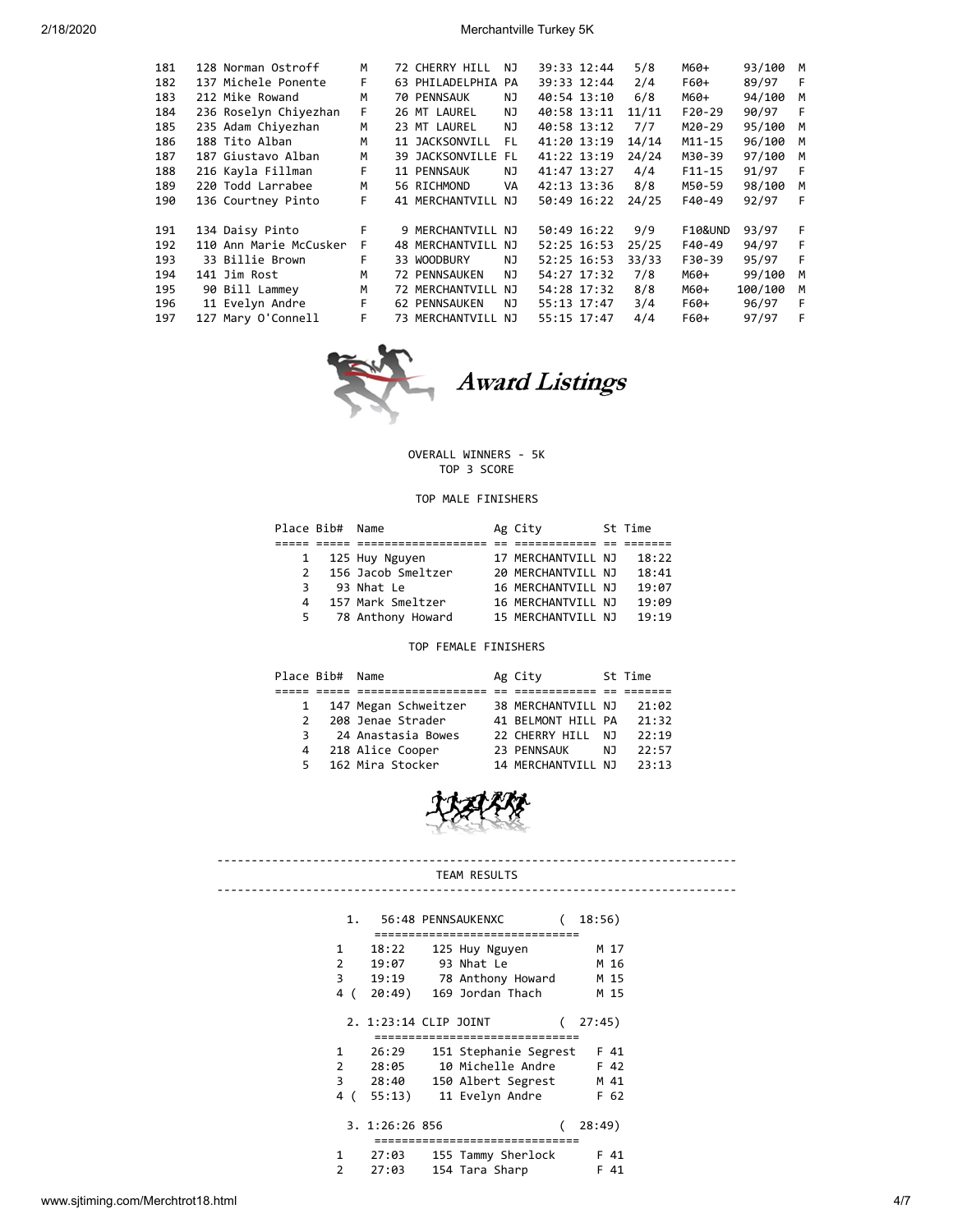| | | | | | | | | | | | |
|---|---|---|---|---|---|---|---|---|---|---|---|
| 181 | 128 Norman Ostroff | M | 72 | CHERRY HILL | NJ | 39:33 | 12:44 | 5/8 | M60+ | 93/100 | M |
| 182 | 137 Michele Ponente | F | 63 | PHILADELPHIA | PA | 39:33 | 12:44 | 2/4 | F60+ | 89/97 | F |
| 183 | 212 Mike Rowand | M | 70 | PENNSAUK | NJ | 40:54 | 13:10 | 6/8 | M60+ | 94/100 | M |
| 184 | 236 Roselyn Chiyezhan | F | 26 | MT LAUREL | NJ | 40:58 | 13:11 | 11/11 | F20-29 | 90/97 | F |
| 185 | 235 Adam Chiyezhan | M | 23 | MT LAUREL | NJ | 40:58 | 13:12 | 7/7 | M20-29 | 95/100 | M |
| 186 | 188 Tito Alban | M | 11 | JACKSONVILL | FL | 41:20 | 13:19 | 14/14 | M11-15 | 96/100 | M |
| 187 | 187 Giustavo Alban | M | 39 | JACKSONVILLE | FL | 41:22 | 13:19 | 24/24 | M30-39 | 97/100 | M |
| 188 | 216 Kayla Fillman | F | 11 | PENNSAUK | NJ | 41:47 | 13:27 | 4/4 | F11-15 | 91/97 | F |
| 189 | 220 Todd Larrabee | M | 56 | RICHMOND | VA | 42:13 | 13:36 | 8/8 | M50-59 | 98/100 | M |
| 190 | 136 Courtney Pinto | F | 41 | MERCHANTVILL | NJ | 50:49 | 16:22 | 24/25 | F40-49 | 92/97 | F |
| 191 | 134 Daisy Pinto | F | 9 | MERCHANTVILL | NJ | 50:49 | 16:22 | 9/9 | F10&UND | 93/97 | F |
| 192 | 110 Ann Marie McCusker | F | 48 | MERCHANTVILL | NJ | 52:25 | 16:53 | 25/25 | F40-49 | 94/97 | F |
| 193 | 33 Billie Brown | F | 33 | WOODBURY | NJ | 52:25 | 16:53 | 33/33 | F30-39 | 95/97 | F |
| 194 | 141 Jim Rost | M | 72 | PENNSAUKEN | NJ | 54:27 | 17:32 | 7/8 | M60+ | 99/100 | M |
| 195 | 90 Bill Lammey | M | 72 | MERCHANTVILL | NJ | 54:28 | 17:32 | 8/8 | M60+ | 100/100 | M |
| 196 | 11 Evelyn Andre | F | 62 | PENNSAUKEN | NJ | 55:13 | 17:47 | 3/4 | F60+ | 96/97 | F |
| 197 | 127 Mary O'Connell | F | 73 | MERCHANTVILL | NJ | 55:15 | 17:47 | 4/4 | F60+ | 97/97 | F |

# Award Listings

OVERALL WINNERS - 5K
TOP 3 SCORE

### TOP MALE FINISHERS

| Place | Bib# | Name | Ag | City | St | Time |
|---|---|---|---|---|---|---|
| 1 | 125 | Huy Nguyen | 17 | MERCHANTVILL | NJ | 18:22 |
| 2 | 156 | Jacob Smeltzer | 20 | MERCHANTVILL | NJ | 18:41 |
| 3 | 93 | Nhat Le | 16 | MERCHANTVILL | NJ | 19:07 |
| 4 | 157 | Mark Smeltzer | 16 | MERCHANTVILL | NJ | 19:09 |
| 5 | 78 | Anthony Howard | 15 | MERCHANTVILL | NJ | 19:19 |

### TOP FEMALE FINISHERS

| Place | Bib# | Name | Ag | City | St | Time |
|---|---|---|---|---|---|---|
| 1 | 147 | Megan Schweitzer | 38 | MERCHANTVILL | NJ | 21:02 |
| 2 | 208 | Jenae Strader | 41 | BELMONT HILL | PA | 21:32 |
| 3 | 24 | Anastasia Bowes | 22 | CHERRY HILL | NJ | 22:19 |
| 4 | 218 | Alice Cooper | 23 | PENNSAUK | NJ | 22:57 |
| 5 | 162 | Mira Stocker | 14 | MERCHANTVILL | NJ | 23:13 |

## TEAM RESULTS

**1. 56:48 PENNSAUKENXC ( 18:56)**

| | Time | Name | Sex/Age |
|---|---|---|---|
| 1 | 18:22 | 125 Huy Nguyen | M 17 |
| 2 | 19:07 | 93 Nhat Le | M 16 |
| 3 | 19:19 | 78 Anthony Howard | M 15 |
| 4 | (20:49) | 169 Jordan Thach | M 15 |

**2. 1:23:14 CLIP JOINT ( 27:45)**

| | Time | Name | Sex/Age |
|---|---|---|---|
| 1 | 26:29 | 151 Stephanie Segrest | F 41 |
| 2 | 28:05 | 10 Michelle Andre | F 42 |
| 3 | 28:40 | 150 Albert Segrest | M 41 |
| 4 | (55:13) | 11 Evelyn Andre | F 62 |

**3. 1:26:26 856 ( 28:49)**

| | Time | Name | Sex/Age |
|---|---|---|---|
| 1 | 27:03 | 155 Tammy Sherlock | F 41 |
| 2 | 27:03 | 154 Tara Sharp | F 41 |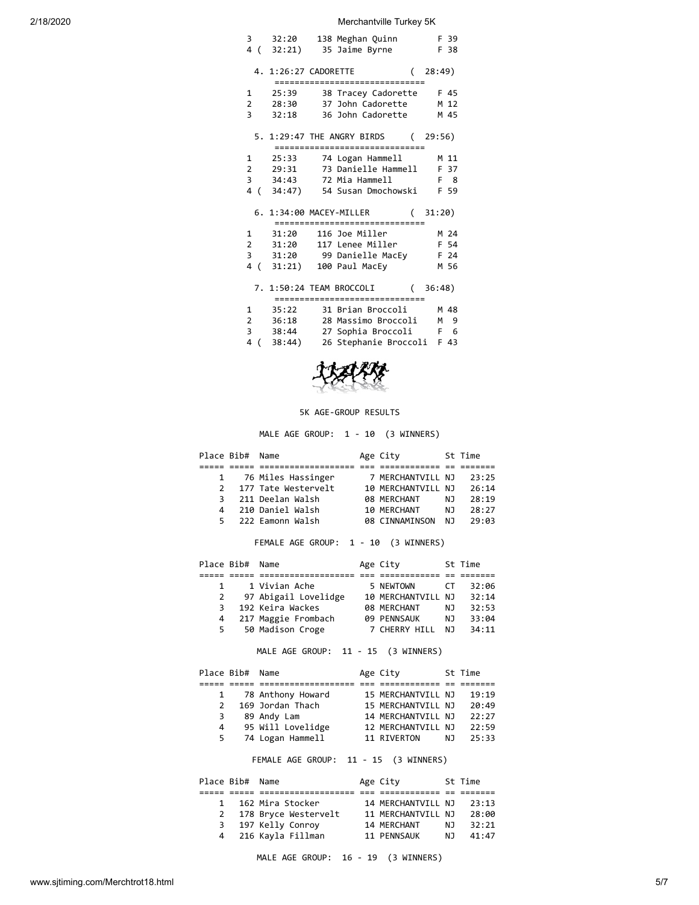| Place | Time | Bib# | Name | Sex | Age |
|---|---|---|---|---|---|
| 3 | 32:20 | 138 | Meghan Quinn | F | 39 |
| 4 ( | 32:21) | 35 | Jaime Byrne | F | 38 |

4. 1:26:27 CADORETTE ( 28:49)

| Place | Time | Bib# | Name | Sex | Age |
|---|---|---|---|---|---|
| 1 | 25:39 | 38 | Tracey Cadorette | F | 45 |
| 2 | 28:30 | 37 | John Cadorette | M | 12 |
| 3 | 32:18 | 36 | John Cadorette | M | 45 |

5. 1:29:47 THE ANGRY BIRDS ( 29:56)

| Place | Time | Bib# | Name | Sex | Age |
|---|---|---|---|---|---|
| 1 | 25:33 | 74 | Logan Hammell | M | 11 |
| 2 | 29:31 | 73 | Danielle Hammell | F | 37 |
| 3 | 34:43 | 72 | Mia Hammell | F | 8 |
| 4 ( | 34:47) | 54 | Susan Dmochowski | F | 59 |

6. 1:34:00 MACEY-MILLER ( 31:20)

| Place | Time | Bib# | Name | Sex | Age |
|---|---|---|---|---|---|
| 1 | 31:20 | 116 | Joe Miller | M | 24 |
| 2 | 31:20 | 117 | Lenee Miller | F | 54 |
| 3 | 31:20 | 99 | Danielle MacEy | F | 24 |
| 4 ( | 31:21) | 100 | Paul MacEy | M | 56 |

7. 1:50:24 TEAM BROCCOLI ( 36:48)

| Place | Time | Bib# | Name | Sex | Age |
|---|---|---|---|---|---|
| 1 | 35:22 | 31 | Brian Broccoli | M | 48 |
| 2 | 36:18 | 28 | Massimo Broccoli | M | 9 |
| 3 | 38:44 | 27 | Sophia Broccoli | F | 6 |
| 4 ( | 38:44) | 26 | Stephanie Broccoli | F | 43 |

## 5K AGE-GROUP RESULTS

### MALE AGE GROUP: 1 - 10 (3 WINNERS)

| Place | Bib# | Name | Age | City | St | Time |
|---|---|---|---|---|---|---|
| 1 | 76 | Miles Hassinger | 7 | MERCHANTVILL | NJ | 23:25 |
| 2 | 177 | Tate Westervelt | 10 | MERCHANTVILL | NJ | 26:14 |
| 3 | 211 | Deelan Walsh | 08 | MERCHANT | NJ | 28:19 |
| 4 | 210 | Daniel Walsh | 10 | MERCHANT | NJ | 28:27 |
| 5 | 222 | Eamonn Walsh | 08 | CINNAMINSON | NJ | 29:03 |

### FEMALE AGE GROUP: 1 - 10 (3 WINNERS)

| Place | Bib# | Name | Age | City | St | Time |
|---|---|---|---|---|---|---|
| 1 | 1 | Vivian Ache | 5 | NEWTOWN | CT | 32:06 |
| 2 | 97 | Abigail Lovelidge | 10 | MERCHANTVILL | NJ | 32:14 |
| 3 | 192 | Keira Wackes | 08 | MERCHANT | NJ | 32:53 |
| 4 | 217 | Maggie Frombach | 09 | PENNSAUK | NJ | 33:04 |
| 5 | 50 | Madison Croge | 7 | CHERRY HILL | NJ | 34:11 |

### MALE AGE GROUP: 11 - 15 (3 WINNERS)

| Place | Bib# | Name | Age | City | St | Time |
|---|---|---|---|---|---|---|
| 1 | 78 | Anthony Howard | 15 | MERCHANTVILL | NJ | 19:19 |
| 2 | 169 | Jordan Thach | 15 | MERCHANTVILL | NJ | 20:49 |
| 3 | 89 | Andy Lam | 14 | MERCHANTVILL | NJ | 22:27 |
| 4 | 95 | Will Lovelidge | 12 | MERCHANTVILL | NJ | 22:59 |
| 5 | 74 | Logan Hammell | 11 | RIVERTON | NJ | 25:33 |

### FEMALE AGE GROUP: 11 - 15 (3 WINNERS)

| Place | Bib# | Name | Age | City | St | Time |
|---|---|---|---|---|---|---|
| 1 | 162 | Mira Stocker | 14 | MERCHANTVILL | NJ | 23:13 |
| 2 | 178 | Bryce Westervelt | 11 | MERCHANTVILL | NJ | 28:00 |
| 3 | 197 | Kelly Conroy | 14 | MERCHANT | NJ | 32:21 |
| 4 | 216 | Kayla Fillman | 11 | PENNSAUK | NJ | 41:47 |

### MALE AGE GROUP: 16 - 19 (3 WINNERS)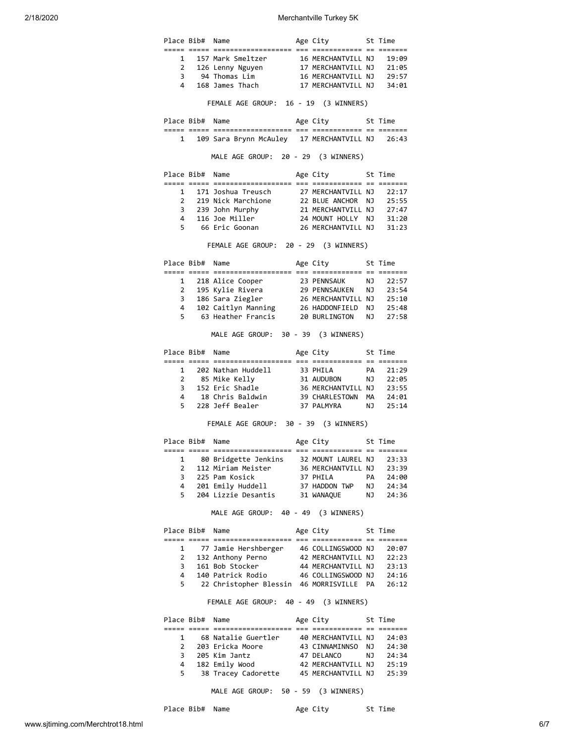| Place | Bib# | Name | Age | City | St | Time |
|---|---|---|---|---|---|---|
| 1 | 157 | Mark Smeltzer | 16 | MERCHANTVILL | NJ | 19:09 |
| 2 | 126 | Lenny Nguyen | 17 | MERCHANTVILL | NJ | 21:05 |
| 3 | 94 | Thomas Lim | 16 | MERCHANTVILL | NJ | 29:57 |
| 4 | 168 | James Thach | 17 | MERCHANTVILL | NJ | 34:01 |

FEMALE AGE GROUP: 16 - 19 (3 WINNERS)

| Place | Bib# | Name | Age | City | St | Time |
|---|---|---|---|---|---|---|
| 1 | 109 | Sara Brynn McAuley | 17 | MERCHANTVILL | NJ | 26:43 |

MALE AGE GROUP: 20 - 29 (3 WINNERS)

| Place | Bib# | Name | Age | City | St | Time |
|---|---|---|---|---|---|---|
| 1 | 171 | Joshua Treusch | 27 | MERCHANTVILL | NJ | 22:17 |
| 2 | 219 | Nick Marchione | 22 | BLUE ANCHOR | NJ | 25:55 |
| 3 | 239 | John Murphy | 21 | MERCHANTVILL | NJ | 27:47 |
| 4 | 116 | Joe Miller | 24 | MOUNT HOLLY | NJ | 31:20 |
| 5 | 66 | Eric Goonan | 26 | MERCHANTVILL | NJ | 31:23 |

FEMALE AGE GROUP: 20 - 29 (3 WINNERS)

| Place | Bib# | Name | Age | City | St | Time |
|---|---|---|---|---|---|---|
| 1 | 218 | Alice Cooper | 23 | PENNSAUK | NJ | 22:57 |
| 2 | 195 | Kylie Rivera | 29 | PENNSAUKEN | NJ | 23:54 |
| 3 | 186 | Sara Ziegler | 26 | MERCHANTVILL | NJ | 25:10 |
| 4 | 102 | Caitlyn Manning | 26 | HADDONFIELD | NJ | 25:48 |
| 5 | 63 | Heather Francis | 20 | BURLINGTON | NJ | 27:58 |

MALE AGE GROUP: 30 - 39 (3 WINNERS)

| Place | Bib# | Name | Age | City | St | Time |
|---|---|---|---|---|---|---|
| 1 | 202 | Nathan Huddell | 33 | PHILA | PA | 21:29 |
| 2 | 85 | Mike Kelly | 31 | AUDUBON | NJ | 22:05 |
| 3 | 152 | Eric Shadle | 36 | MERCHANTVILL | NJ | 23:55 |
| 4 | 18 | Chris Baldwin | 39 | CHARLESTOWN | MA | 24:01 |
| 5 | 228 | Jeff Bealer | 37 | PALMYRA | NJ | 25:14 |

FEMALE AGE GROUP: 30 - 39 (3 WINNERS)

| Place | Bib# | Name | Age | City | St | Time |
|---|---|---|---|---|---|---|
| 1 | 80 | Bridgette Jenkins | 32 | MOUNT LAUREL | NJ | 23:33 |
| 2 | 112 | Miriam Meister | 36 | MERCHANTVILL | NJ | 23:39 |
| 3 | 225 | Pam Kosick | 37 | PHILA | PA | 24:00 |
| 4 | 201 | Emily Huddell | 37 | HADDON TWP | NJ | 24:34 |
| 5 | 204 | Lizzie Desantis | 31 | WANAQUE | NJ | 24:36 |

MALE AGE GROUP: 40 - 49 (3 WINNERS)

| Place | Bib# | Name | Age | City | St | Time |
|---|---|---|---|---|---|---|
| 1 | 77 | Jamie Hershberger | 46 | COLLINGSWOOD | NJ | 20:07 |
| 2 | 132 | Anthony Perno | 42 | MERCHANTVILL | NJ | 22:23 |
| 3 | 161 | Bob Stocker | 44 | MERCHANTVILL | NJ | 23:13 |
| 4 | 140 | Patrick Rodio | 46 | COLLINGSWOOD | NJ | 24:16 |
| 5 | 22 | Christopher Blessin | 46 | MORRISVILLE | PA | 26:12 |

FEMALE AGE GROUP: 40 - 49 (3 WINNERS)

| Place | Bib# | Name | Age | City | St | Time |
|---|---|---|---|---|---|---|
| 1 | 68 | Natalie Guertler | 40 | MERCHANTVILL | NJ | 24:03 |
| 2 | 203 | Ericka Moore | 43 | CINNAMINNSO | NJ | 24:30 |
| 3 | 205 | Kim Jantz | 47 | DELANCO | NJ | 24:34 |
| 4 | 182 | Emily Wood | 42 | MERCHANTVILL | NJ | 25:19 |
| 5 | 38 | Tracey Cadorette | 45 | MERCHANTVILL | NJ | 25:39 |

MALE AGE GROUP: 50 - 59 (3 WINNERS)

| Place | Bib# | Name | Age | City | St | Time |
|---|---|---|---|---|---|---|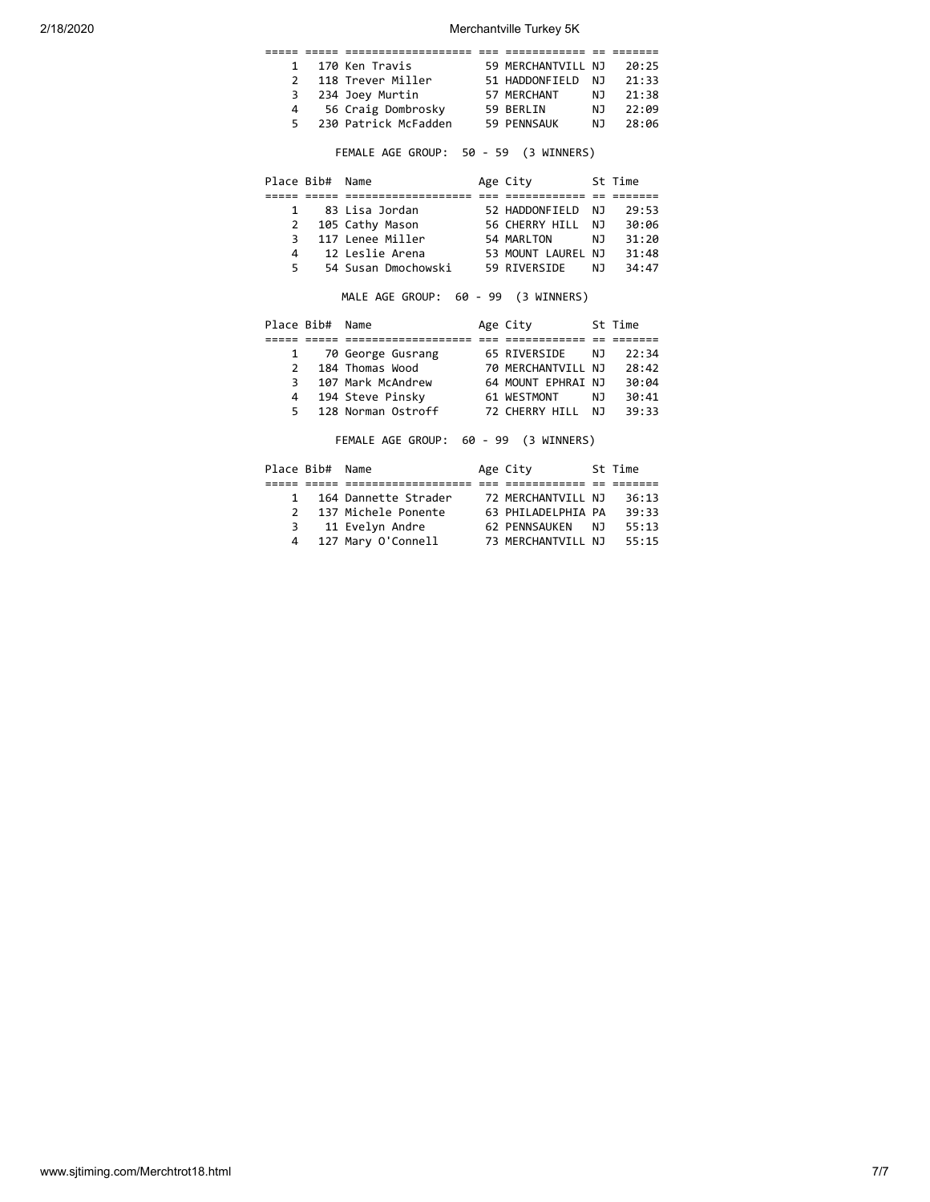| Place | Bib# | Name | Age | City | St | Time |
|---|---|---|---|---|---|---|
| 1 | 170 | Ken Travis | 59 | MERCHANTVILL | NJ | 20:25 |
| 2 | 118 | Trever Miller | 51 | HADDONFIELD | NJ | 21:33 |
| 3 | 234 | Joey Murtin | 57 | MERCHANT | NJ | 21:38 |
| 4 | 56 | Craig Dombrosky | 59 | BERLIN | NJ | 22:09 |
| 5 | 230 | Patrick McFadden | 59 | PENNSAUK | NJ | 28:06 |

FEMALE AGE GROUP: 50 - 59 (3 WINNERS)

| Place | Bib# | Name | Age | City | St | Time |
|---|---|---|---|---|---|---|
| 1 | 83 | Lisa Jordan | 52 | HADDONFIELD | NJ | 29:53 |
| 2 | 105 | Cathy Mason | 56 | CHERRY HILL | NJ | 30:06 |
| 3 | 117 | Lenee Miller | 54 | MARLTON | NJ | 31:20 |
| 4 | 12 | Leslie Arena | 53 | MOUNT LAUREL | NJ | 31:48 |
| 5 | 54 | Susan Dmochowski | 59 | RIVERSIDE | NJ | 34:47 |

MALE AGE GROUP: 60 - 99 (3 WINNERS)

| Place | Bib# | Name | Age | City | St | Time |
|---|---|---|---|---|---|---|
| 1 | 70 | George Gusrang | 65 | RIVERSIDE | NJ | 22:34 |
| 2 | 184 | Thomas Wood | 70 | MERCHANTVILL | NJ | 28:42 |
| 3 | 107 | Mark McAndrew | 64 | MOUNT EPHRAI | NJ | 30:04 |
| 4 | 194 | Steve Pinsky | 61 | WESTMONT | NJ | 30:41 |
| 5 | 128 | Norman Ostroff | 72 | CHERRY HILL | NJ | 39:33 |

FEMALE AGE GROUP: 60 - 99 (3 WINNERS)

| Place | Bib# | Name | Age | City | St | Time |
|---|---|---|---|---|---|---|
| 1 | 164 | Dannette Strader | 72 | MERCHANTVILL | NJ | 36:13 |
| 2 | 137 | Michele Ponente | 63 | PHILADELPHIA | PA | 39:33 |
| 3 | 11 | Evelyn Andre | 62 | PENNSAUKEN | NJ | 55:13 |
| 4 | 127 | Mary O'Connell | 73 | MERCHANTVILL | NJ | 55:15 |